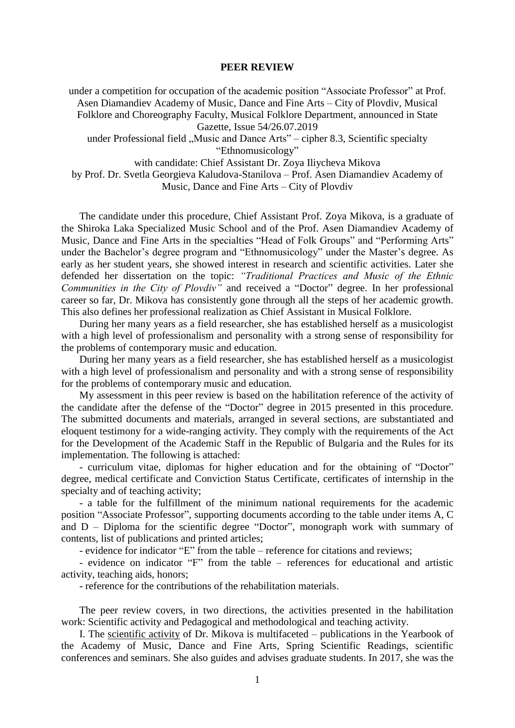# PEER REVIEW

under a competition for occupation of the academic position "Associate Professor" at Prof. Asen Diamandiev Academy of Music, Dance and Fine Arts – City of Plovdiv, Musical Folklore and Choreography Faculty, Musical Folklore Department, announced in State Gazette, Issue 54/26.07.2019

under Professional field „Music and Dance Arts" – cipher 8.3, Scientific specialty "Ethnomusicology"

with candidate: Chief Assistant Dr. Zoya Iliycheva Mikova

by Prof. Dr. Svetla Georgieva Kaludova-Stanilova – Prof. Asen Diamandiev Academy of Music, Dance and Fine Arts – City of Plovdiv

The candidate under this procedure, Chief Assistant Prof. Zoya Mikova, is a graduate of the Shiroka Laka Specialized Music School and of the Prof. Asen Diamandiev Academy of Music, Dance and Fine Arts in the specialties "Head of Folk Groups" and "Performing Arts" under the Bachelor's degree program and "Ethnomusicology" under the Master's degree. As early as her student years, she showed interest in research and scientific activities. Later she defended her dissertation on the topic: *"Traditional Practices and Music of the Ethnic Communities in the City of Plovdiv"* and received a "Doctor" degree. In her professional career so far, Dr. Mikova has consistently gone through all the steps of her academic growth. This also defines her professional realization as Chief Assistant in Musical Folklore.

During her many years as a field researcher, she has established herself as a musicologist with a high level of professionalism and personality with a strong sense of responsibility for the problems of contemporary music and education.

During her many years as a field researcher, she has established herself as a musicologist with a high level of professionalism and personality and with a strong sense of responsibility for the problems of contemporary music and education.

My assessment in this peer review is based on the habilitation reference of the activity of the candidate after the defense of the "Doctor" degree in 2015 presented in this procedure. The submitted documents and materials, arranged in several sections, are substantiated and eloquent testimony for a wide-ranging activity. They comply with the requirements of the Act for the Development of the Academic Staff in the Republic of Bulgaria and the Rules for its implementation. The following is attached:

- curriculum vitae, diplomas for higher education and for the obtaining of "Doctor" degree, medical certificate and Conviction Status Certificate, certificates of internship in the specialty and of teaching activity;
- a table for the fulfillment of the minimum national requirements for the academic position "Associate Professor", supporting documents according to the table under items A, C and D – Diploma for the scientific degree "Doctor", monograph work with summary of contents, list of publications and printed articles;
- evidence for indicator "E" from the table – reference for citations and reviews;
- evidence on indicator "F" from the table – references for educational and artistic activity, teaching aids, honors;
- reference for the contributions of the rehabilitation materials.

The peer review covers, in two directions, the activities presented in the habilitation work: Scientific activity and Pedagogical and methodological and teaching activity.

I. The scientific activity of Dr. Mikova is multifaceted – publications in the Yearbook of the Academy of Music, Dance and Fine Arts, Spring Scientific Readings, scientific conferences and seminars. She also guides and advises graduate students. In 2017, she was the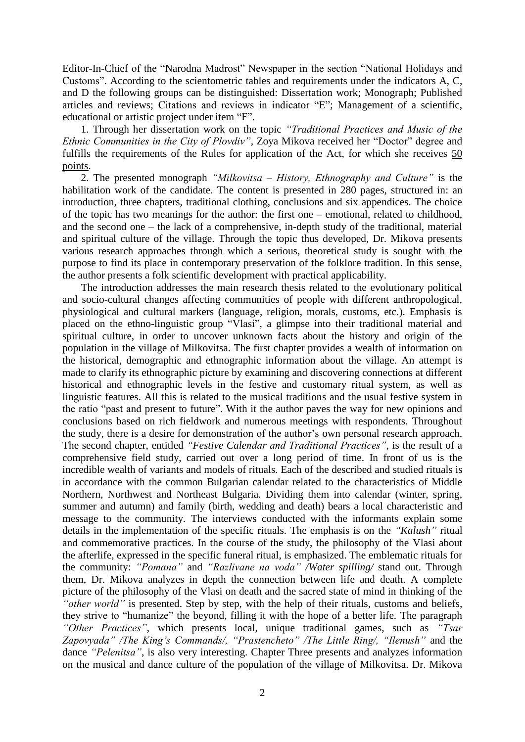Editor-In-Chief of the "Narodna Madrost" Newspaper in the section "National Holidays and Customs". According to the scientometric tables and requirements under the indicators A, C, and D the following groups can be distinguished: Dissertation work; Monograph; Published articles and reviews; Citations and reviews in indicator "E"; Management of a scientific, educational or artistic project under item "F".

1. Through her dissertation work on the topic *"Traditional Practices and Music of the Ethnic Communities in the City of Plovdiv"*, Zoya Mikova received her "Doctor" degree and fulfills the requirements of the Rules for application of the Act, for which she receives 50 points.

2. The presented monograph *"Milkovitsa – History, Ethnography and Culture"* is the habilitation work of the candidate. The content is presented in 280 pages, structured in: an introduction, three chapters, traditional clothing, conclusions and six appendices. The choice of the topic has two meanings for the author: the first one – emotional, related to childhood, and the second one – the lack of a comprehensive, in-depth study of the traditional, material and spiritual culture of the village. Through the topic thus developed, Dr. Mikova presents various research approaches through which a serious, theoretical study is sought with the purpose to find its place in contemporary preservation of the folklore tradition. In this sense, the author presents a folk scientific development with practical applicability.

The introduction addresses the main research thesis related to the evolutionary political and socio-cultural changes affecting communities of people with different anthropological, physiological and cultural markers (language, religion, morals, customs, etc.). Emphasis is placed on the ethno-linguistic group "Vlasi", a glimpse into their traditional material and spiritual culture, in order to uncover unknown facts about the history and origin of the population in the village of Milkovitsa. The first chapter provides a wealth of information on the historical, demographic and ethnographic information about the village. An attempt is made to clarify its ethnographic picture by examining and discovering connections at different historical and ethnographic levels in the festive and customary ritual system, as well as linguistic features. All this is related to the musical traditions and the usual festive system in the ratio "past and present to future". With it the author paves the way for new opinions and conclusions based on rich fieldwork and numerous meetings with respondents. Throughout the study, there is a desire for demonstration of the author's own personal research approach. The second chapter, entitled *"Festive Calendar and Traditional Practices"*, is the result of a comprehensive field study, carried out over a long period of time. In front of us is the incredible wealth of variants and models of rituals. Each of the described and studied rituals is in accordance with the common Bulgarian calendar related to the characteristics of Middle Northern, Northwest and Northeast Bulgaria. Dividing them into calendar (winter, spring, summer and autumn) and family (birth, wedding and death) bears a local characteristic and message to the community. The interviews conducted with the informants explain some details in the implementation of the specific rituals. The emphasis is on the *"Kalush"* ritual and commemorative practices. In the course of the study, the philosophy of the Vlasi about the afterlife, expressed in the specific funeral ritual, is emphasized. The emblematic rituals for the community: *"Pomana"* and *"Razlivane na voda" /Water spilling/* stand out. Through them, Dr. Mikova analyzes in depth the connection between life and death. A complete picture of the philosophy of the Vlasi on death and the sacred state of mind in thinking of the *"other world"* is presented. Step by step, with the help of their rituals, customs and beliefs, they strive to "humanize" the beyond, filling it with the hope of a better life. The paragraph *"Other Practices"*, which presents local, unique traditional games, such as *"Tsar Zapovyada" /The King's Commands/, "Prastencheto" /The Little Ring/, "Ilenush"* and the dance *"Pelenitsa"*, is also very interesting. Chapter Three presents and analyzes information on the musical and dance culture of the population of the village of Milkovitsa. Dr. Mikova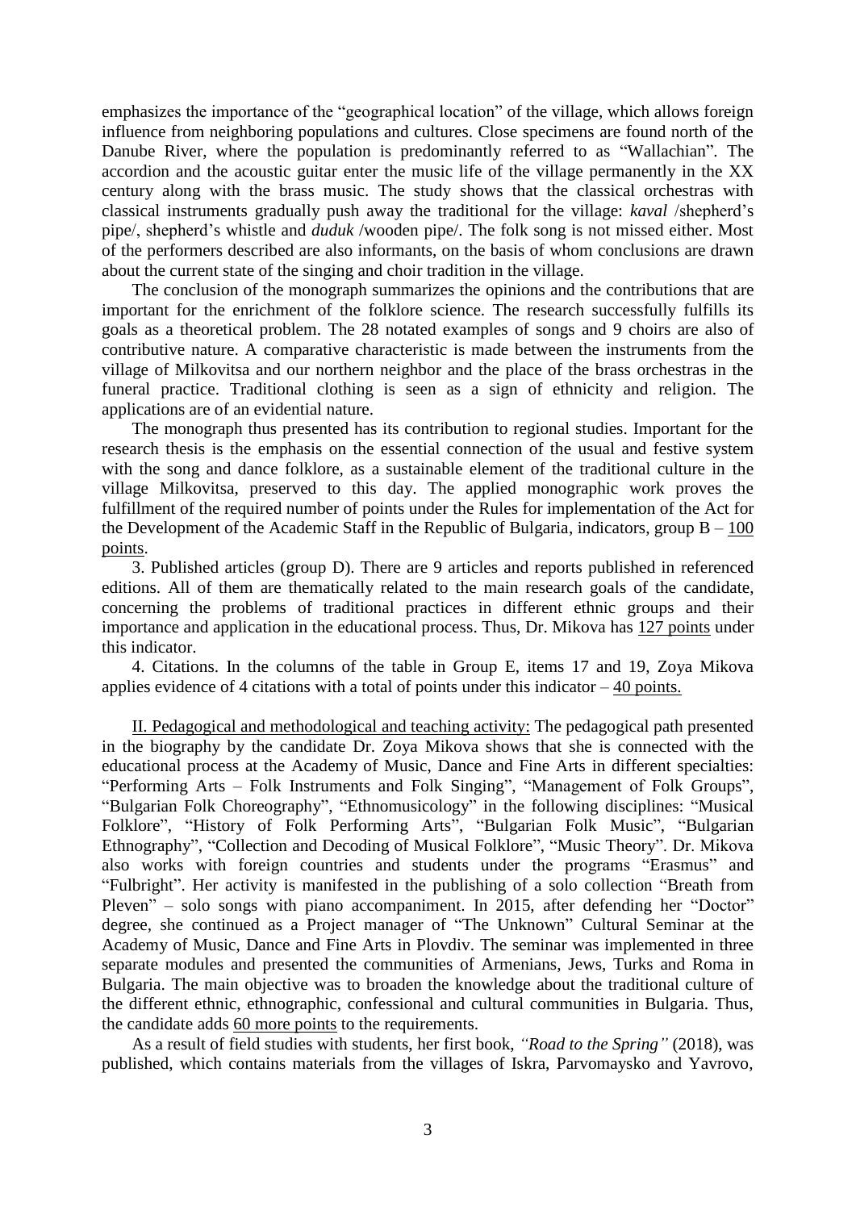emphasizes the importance of the "geographical location" of the village, which allows foreign influence from neighboring populations and cultures. Close specimens are found north of the Danube River, where the population is predominantly referred to as "Wallachian". The accordion and the acoustic guitar enter the music life of the village permanently in the XX century along with the brass music. The study shows that the classical orchestras with classical instruments gradually push away the traditional for the village: *kaval* /shepherd's pipe/, shepherd's whistle and *duduk* /wooden pipe/. The folk song is not missed either. Most of the performers described are also informants, on the basis of whom conclusions are drawn about the current state of the singing and choir tradition in the village.

The conclusion of the monograph summarizes the opinions and the contributions that are important for the enrichment of the folklore science. The research successfully fulfills its goals as a theoretical problem. The 28 notated examples of songs and 9 choirs are also of contributive nature. A comparative characteristic is made between the instruments from the village of Milkovitsa and our northern neighbor and the place of the brass orchestras in the funeral practice. Traditional clothing is seen as a sign of ethnicity and religion. The applications are of an evidential nature.

The monograph thus presented has its contribution to regional studies. Important for the research thesis is the emphasis on the essential connection of the usual and festive system with the song and dance folklore, as a sustainable element of the traditional culture in the village Milkovitsa, preserved to this day. The applied monographic work proves the fulfillment of the required number of points under the Rules for implementation of the Act for the Development of the Academic Staff in the Republic of Bulgaria, indicators, group B – <u>100 points</u>.

3. Published articles (group D). There are 9 articles and reports published in referenced editions. All of them are thematically related to the main research goals of the candidate, concerning the problems of traditional practices in different ethnic groups and their importance and application in the educational process. Thus, Dr. Mikova has <u>127 points</u> under this indicator.

4. Citations. In the columns of the table in Group E, items 17 and 19, Zoya Mikova applies evidence of 4 citations with a total of points under this indicator – <u>40 points.</u>

<u>II. Pedagogical and methodological and teaching activity:</u> The pedagogical path presented in the biography by the candidate Dr. Zoya Mikova shows that she is connected with the educational process at the Academy of Music, Dance and Fine Arts in different specialties: "Performing Arts – Folk Instruments and Folk Singing", "Management of Folk Groups", "Bulgarian Folk Choreography", "Ethnomusicology" in the following disciplines: "Musical Folklore", "History of Folk Performing Arts", "Bulgarian Folk Music", "Bulgarian Ethnography", "Collection and Decoding of Musical Folklore", "Music Theory". Dr. Mikova also works with foreign countries and students under the programs "Erasmus" and "Fulbright". Her activity is manifested in the publishing of a solo collection "Breath from Pleven" – solo songs with piano accompaniment. In 2015, after defending her "Doctor" degree, she continued as a Project manager of "The Unknown" Cultural Seminar at the Academy of Music, Dance and Fine Arts in Plovdiv. The seminar was implemented in three separate modules and presented the communities of Armenians, Jews, Turks and Roma in Bulgaria. The main objective was to broaden the knowledge about the traditional culture of the different ethnic, ethnographic, confessional and cultural communities in Bulgaria. Thus, the candidate adds <u>60 more points</u> to the requirements.

As a result of field studies with students, her first book, *"Road to the Spring"* (2018), was published, which contains materials from the villages of Iskra, Parvomaysko and Yavrovo,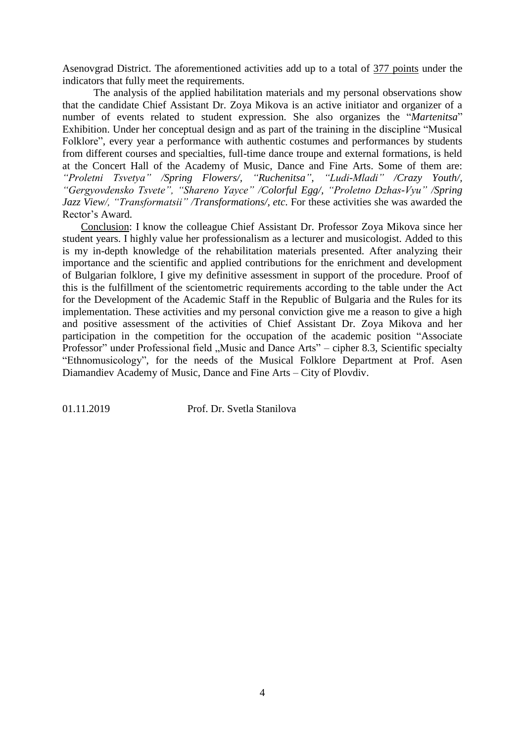Asenovgrad District. The aforementioned activities add up to a total of 377 points under the indicators that fully meet the requirements.

The analysis of the applied habilitation materials and my personal observations show that the candidate Chief Assistant Dr. Zoya Mikova is an active initiator and organizer of a number of events related to student expression. She also organizes the "*Martenitsa*" Exhibition. Under her conceptual design and as part of the training in the discipline "Musical Folklore", every year a performance with authentic costumes and performances by students from different courses and specialties, full-time dance troupe and external formations, is held at the Concert Hall of the Academy of Music, Dance and Fine Arts. Some of them are: *"Proletni Tsvetya" /Spring Flowers/, "Ruchenitsa", "Ludi-Mladi" /Crazy Youth/, "Gergyovdensko Tsvete", "Shareno Yayce" /Colorful Egg/, "Proletno Dzhas-Vyu" /Spring Jazz View/, "Transformatsii" /Transformations/, etc*. For these activities she was awarded the Rector's Award.

Conclusion: I know the colleague Chief Assistant Dr. Professor Zoya Mikova since her student years. I highly value her professionalism as a lecturer and musicologist. Added to this is my in-depth knowledge of the rehabilitation materials presented. After analyzing their importance and the scientific and applied contributions for the enrichment and development of Bulgarian folklore, I give my definitive assessment in support of the procedure. Proof of this is the fulfillment of the scientometric requirements according to the table under the Act for the Development of the Academic Staff in the Republic of Bulgaria and the Rules for its implementation. These activities and my personal conviction give me a reason to give a high and positive assessment of the activities of Chief Assistant Dr. Zoya Mikova and her participation in the competition for the occupation of the academic position "Associate Professor" under Professional field „Music and Dance Arts" – cipher 8.3, Scientific specialty "Ethnomusicology", for the needs of the Musical Folklore Department at Prof. Asen Diamandiev Academy of Music, Dance and Fine Arts – City of Plovdiv.

01.11.2019 Prof. Dr. Svetla Stanilova